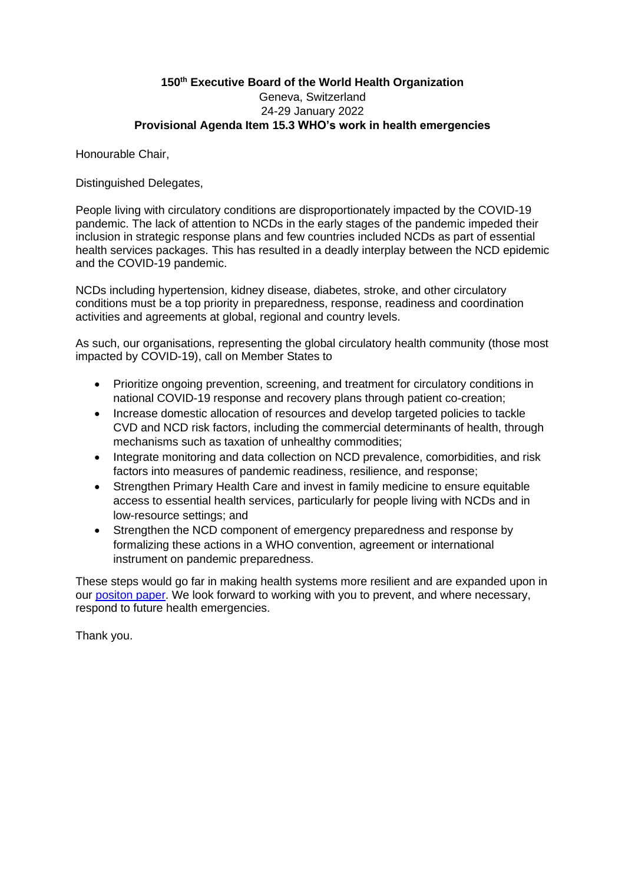**150th Executive Board of the World Health Organization**
Geneva, Switzerland
24-29 January 2022
**Provisional Agenda Item 15.3 WHO's work in health emergencies**

Honourable Chair,

Distinguished Delegates,

People living with circulatory conditions are disproportionately impacted by the COVID-19 pandemic. The lack of attention to NCDs in the early stages of the pandemic impeded their inclusion in strategic response plans and few countries included NCDs as part of essential health services packages. This has resulted in a deadly interplay between the NCD epidemic and the COVID-19 pandemic.

NCDs including hypertension, kidney disease, diabetes, stroke, and other circulatory conditions must be a top priority in preparedness, response, readiness and coordination activities and agreements at global, regional and country levels.

As such, our organisations, representing the global circulatory health community (those most impacted by COVID-19), call on Member States to

- Prioritize ongoing prevention, screening, and treatment for circulatory conditions in national COVID-19 response and recovery plans through patient co-creation;
- Increase domestic allocation of resources and develop targeted policies to tackle CVD and NCD risk factors, including the commercial determinants of health, through mechanisms such as taxation of unhealthy commodities;
- Integrate monitoring and data collection on NCD prevalence, comorbidities, and risk factors into measures of pandemic readiness, resilience, and response;
- Strengthen Primary Health Care and invest in family medicine to ensure equitable access to essential health services, particularly for people living with NCDs and in low-resource settings; and
- Strengthen the NCD component of emergency preparedness and response by formalizing these actions in a WHO convention, agreement or international instrument on pandemic preparedness.

These steps would go far in making health systems more resilient and are expanded upon in our positon paper. We look forward to working with you to prevent, and where necessary, respond to future health emergencies.

Thank you.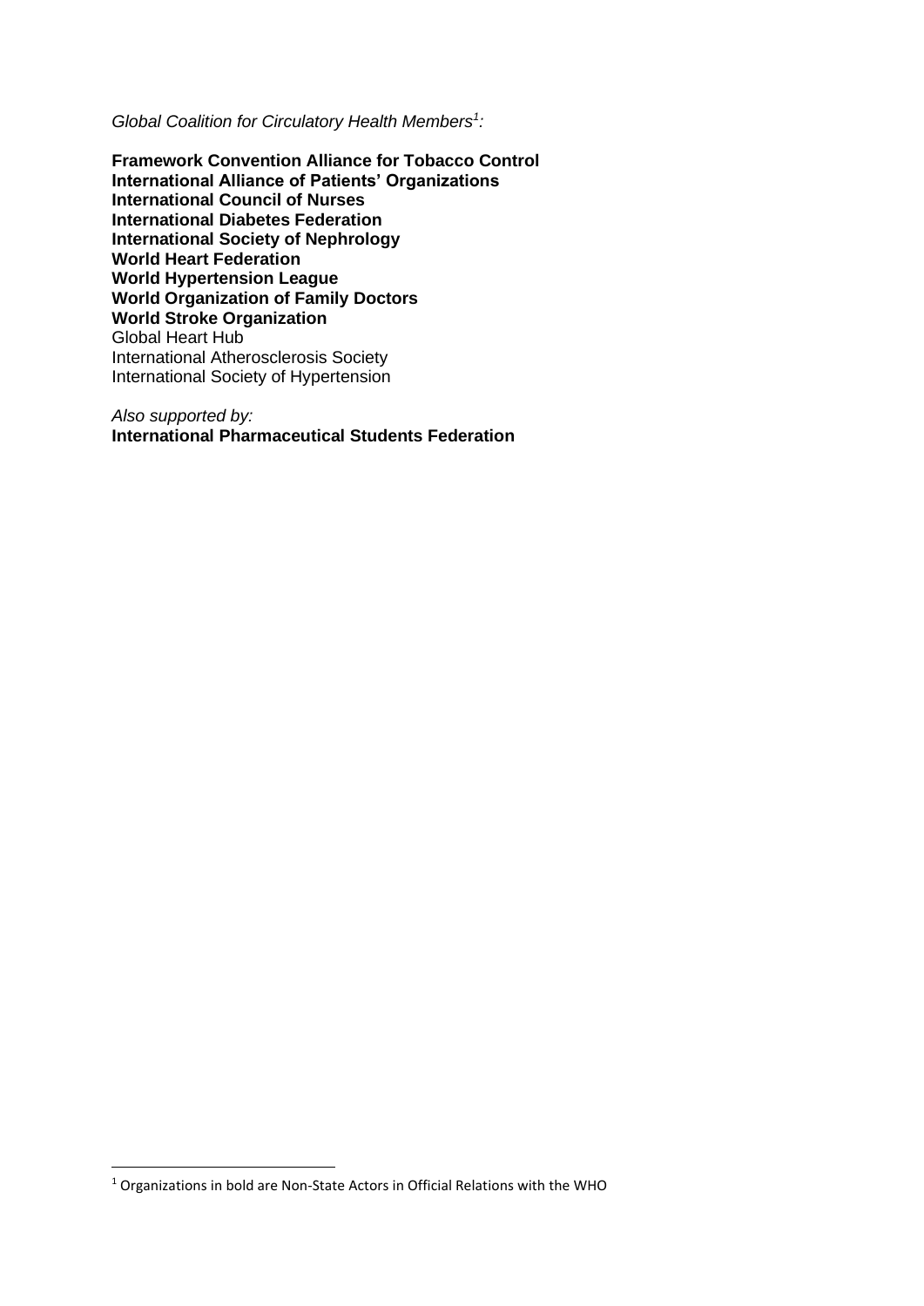*Global Coalition for Circulatory Health Members[1]:*

**Framework Convention Alliance for Tobacco Control**
**International Alliance of Patients' Organizations**
**International Council of Nurses**
**International Diabetes Federation**
**International Society of Nephrology**
**World Heart Federation**
**World Hypertension League**
**World Organization of Family Doctors**
**World Stroke Organization**
Global Heart Hub
International Atherosclerosis Society
International Society of Hypertension

*Also supported by:*
**International Pharmaceutical Students Federation**

[1] Organizations in bold are Non-State Actors in Official Relations with the WHO